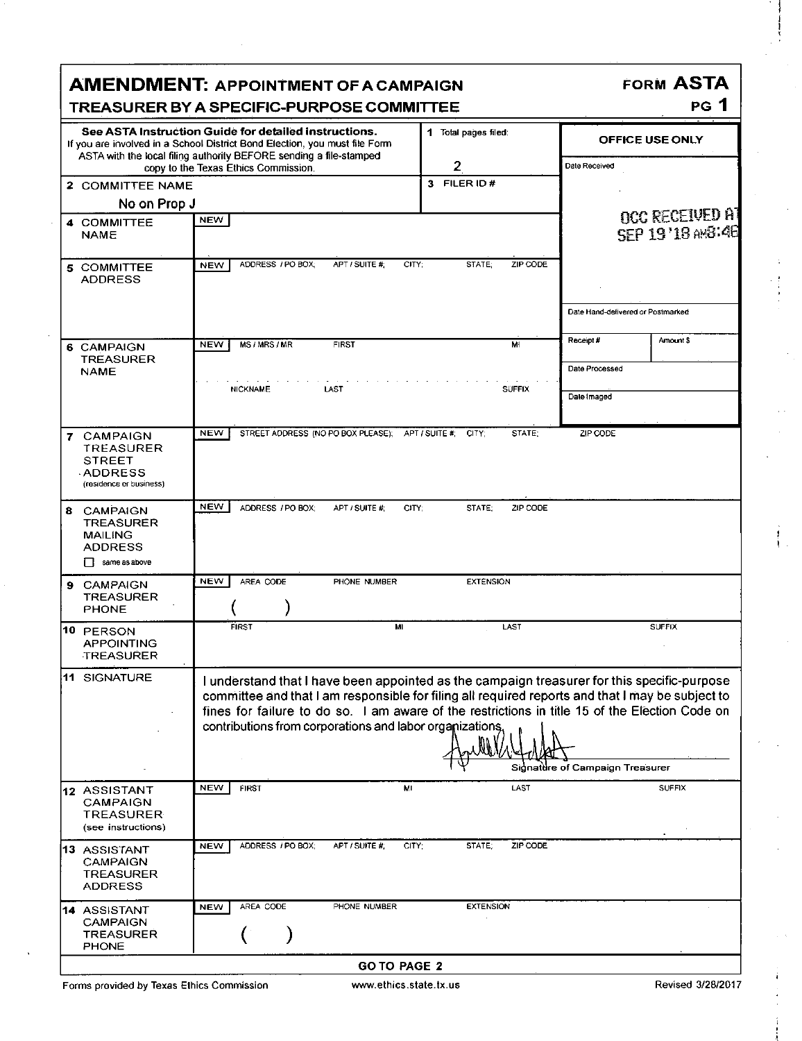# AMENDMENT: APPOINTMENT OF A CAMPAIGN TREASURER BY A SPECIFIC-PURPOSE COMMITTEE

**FORM ASTA**

**PG 1**

**See ASTA Instruction Guide for detailed instructions.**
If you are involved in a School District Bond Election, you must file Form ASTA with the local filing authority BEFORE sending a file-stamped copy to the Texas Ethics Commission.

| | |
|---|---|
| **1** Total pages filed: | 2 |
| **2** COMMITTEE NAME | No on Prop J |
| **3** FILER ID # | |

**OFFICE USE ONLY**

| | |
|---|---|
| Date Received | OCC RECEIVED AT SEP 19 '18 AM8:46 |
| Date Hand-delivered or Postmarked | |
| Receipt # | Amount $ |
| Date Processed | |
| Date Imaged | |

| Field | Details |
|---|---|
| **4** COMMITTEE NAME | NEW |
| **5** COMMITTEE ADDRESS | NEW ADDRESS / PO BOX; APT / SUITE #; CITY; STATE; ZIP CODE |
| **6** CAMPAIGN TREASURER NAME | NEW MS / MRS / MR FIRST MI<br>NICKNAME LAST SUFFIX |
| **7** CAMPAIGN TREASURER STREET ADDRESS (residence or business) | NEW STREET ADDRESS (NO PO BOX PLEASE); APT / SUITE #; CITY; STATE; ZIP CODE |
| **8** CAMPAIGN TREASURER MAILING ADDRESS ☐ same as above | NEW ADDRESS / PO BOX; APT / SUITE #; CITY; STATE; ZIP CODE |
| **9** CAMPAIGN TREASURER PHONE | NEW AREA CODE ( ) PHONE NUMBER EXTENSION |
| **10** PERSON APPOINTING TREASURER | FIRST MI LAST SUFFIX |
| **11** SIGNATURE | I understand that I have been appointed as the campaign treasurer for this specific-purpose committee and that I am responsible for filing all required reports and that I may be subject to fines for failure to do so. I am aware of the restrictions in title 15 of the Election Code on contributions from corporations and labor organizations.<br>[signature]<br>Signature of Campaign Treasurer |
| **12** ASSISTANT CAMPAIGN TREASURER (see instructions) | NEW FIRST MI LAST SUFFIX |
| **13** ASSISTANT CAMPAIGN TREASURER ADDRESS | NEW ADDRESS / PO BOX; APT / SUITE #; CITY; STATE; ZIP CODE |
| **14** ASSISTANT CAMPAIGN TREASURER PHONE | NEW AREA CODE ( ) PHONE NUMBER EXTENSION |

**GO TO PAGE 2**

Forms provided by Texas Ethics Commission www.ethics.state.tx.us Revised 3/28/2017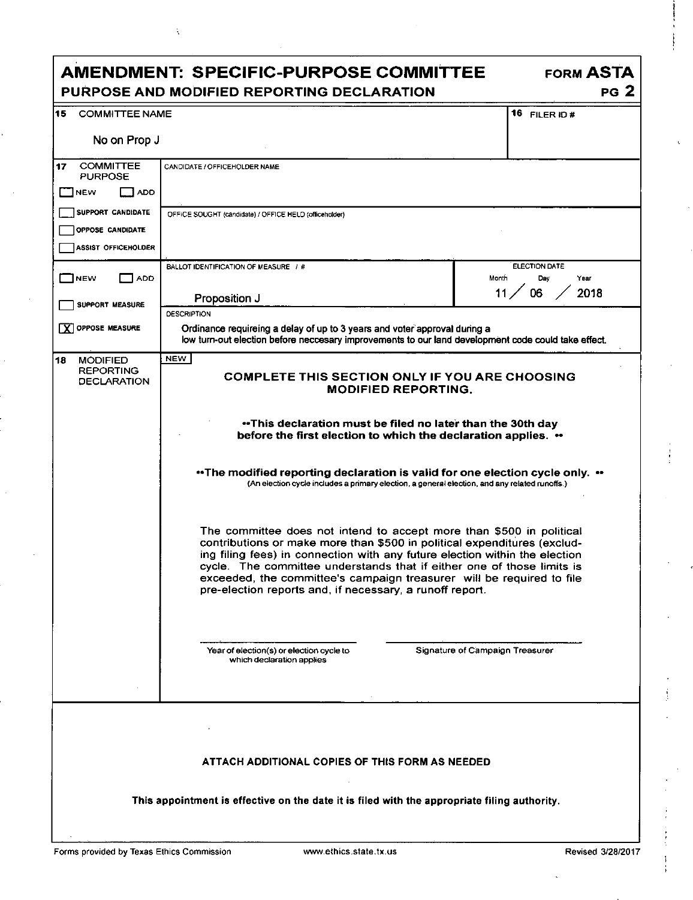# AMENDMENT: SPECIFIC-PURPOSE COMMITTEE

## PURPOSE AND MODIFIED REPORTING DECLARATION

**FORM ASTA**
**PG 2**

| | | |
|---|---|---|
| **15** COMMITTEE NAME | No on Prop J | **16** FILER ID # |

**17** COMMITTEE PURPOSE

☐ NEW ☐ ADD

☐ SUPPORT CANDIDATE

☐ OPPOSE CANDIDATE

☐ ASSIST OFFICEHOLDER

CANDIDATE / OFFICEHOLDER NAME:

OFFICE SOUGHT (candidate) / OFFICE HELD (officeholder):

☐ NEW ☐ ADD

☐ SUPPORT MEASURE

[X] OPPOSE MEASURE

BALLOT IDENTIFICATION OF MEASURE / #: Proposition J

ELECTION DATE (Month / Day / Year): 11 / 06 / 2018

DESCRIPTION: Ordinance requireing a delay of up to 3 years and voter approval during a low turn-out election before neccesary improvements to our land development code could take effect.

**18** MODIFIED REPORTING DECLARATION

NEW

**COMPLETE THIS SECTION ONLY IF YOU ARE CHOOSING MODIFIED REPORTING.**

**••This declaration must be filed no later than the 30th day before the first election to which the declaration applies. ••**

**••The modified reporting declaration is valid for one election cycle only. ••**
(An election cycle includes a primary election, a general election, and any related runoffs.)

The committee does not intend to accept more than $500 in political contributions or make more than $500 in political expenditures (excluding filing fees) in connection with any future election within the election cycle. The committee understands that if either one of those limits is exceeded, the committee's campaign treasurer will be required to file pre-election reports and, if necessary, a runoff report.

Year of election(s) or election cycle to which declaration applies: ____________

Signature of Campaign Treasurer: ____________

**ATTACH ADDITIONAL COPIES OF THIS FORM AS NEEDED**

**This appointment is effective on the date it is filed with the appropriate filing authority.**

Forms provided by Texas Ethics Commission www.ethics.state.tx.us Revised 3/28/2017